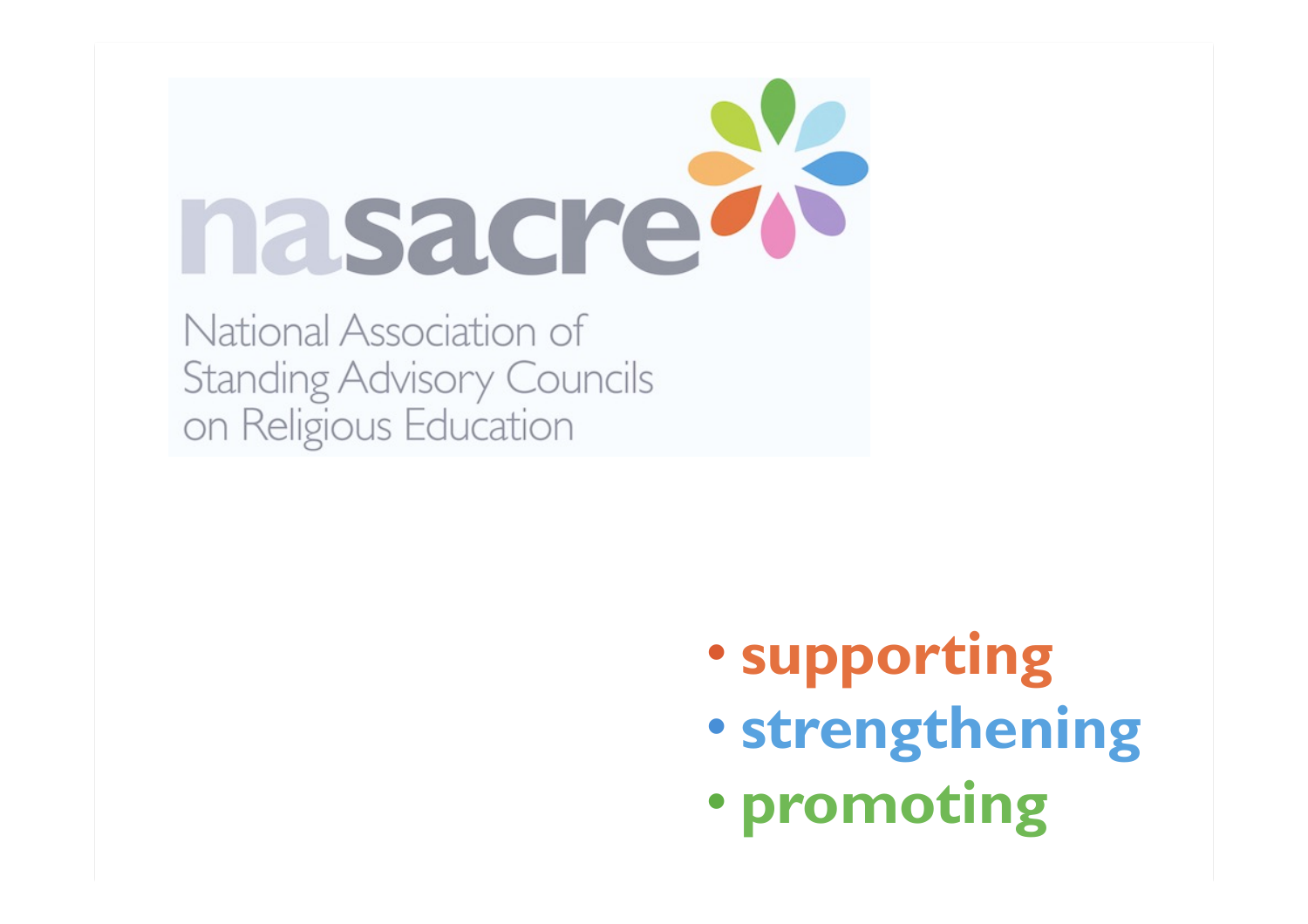# nasacre

National Association of Standing Advisory Councils on Religious Education

- **supporting**
- **strengthening**
- **promoting**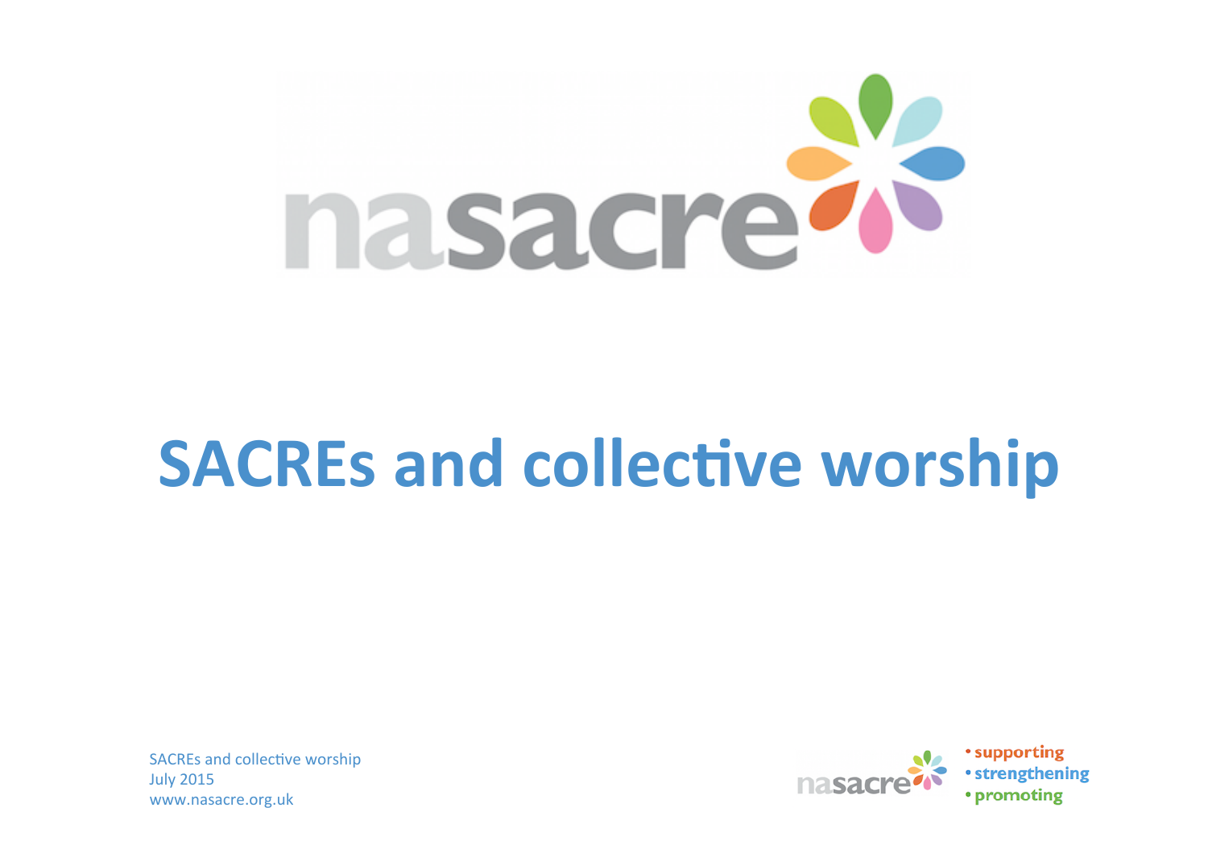# SACREs and collective worship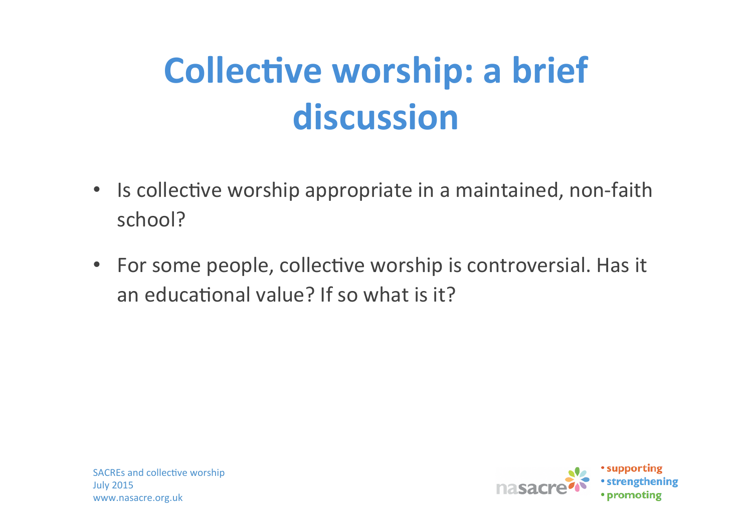# Collective worship: a brief discussion

- Is collective worship appropriate in a maintained, non-faith school?
- For some people, collective worship is controversial. Has it an educational value? If so what is it?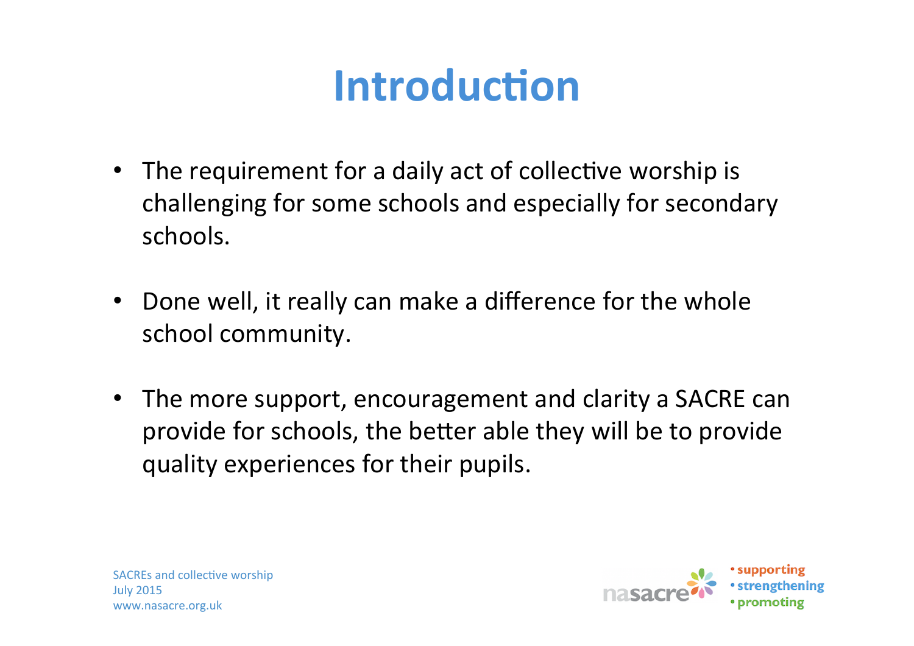# Introduction

- The requirement for a daily act of collective worship is challenging for some schools and especially for secondary schools.

- Done well, it really can make a difference for the whole school community.

- The more support, encouragement and clarity a SACRE can provide for schools, the better able they will be to provide quality experiences for their pupils.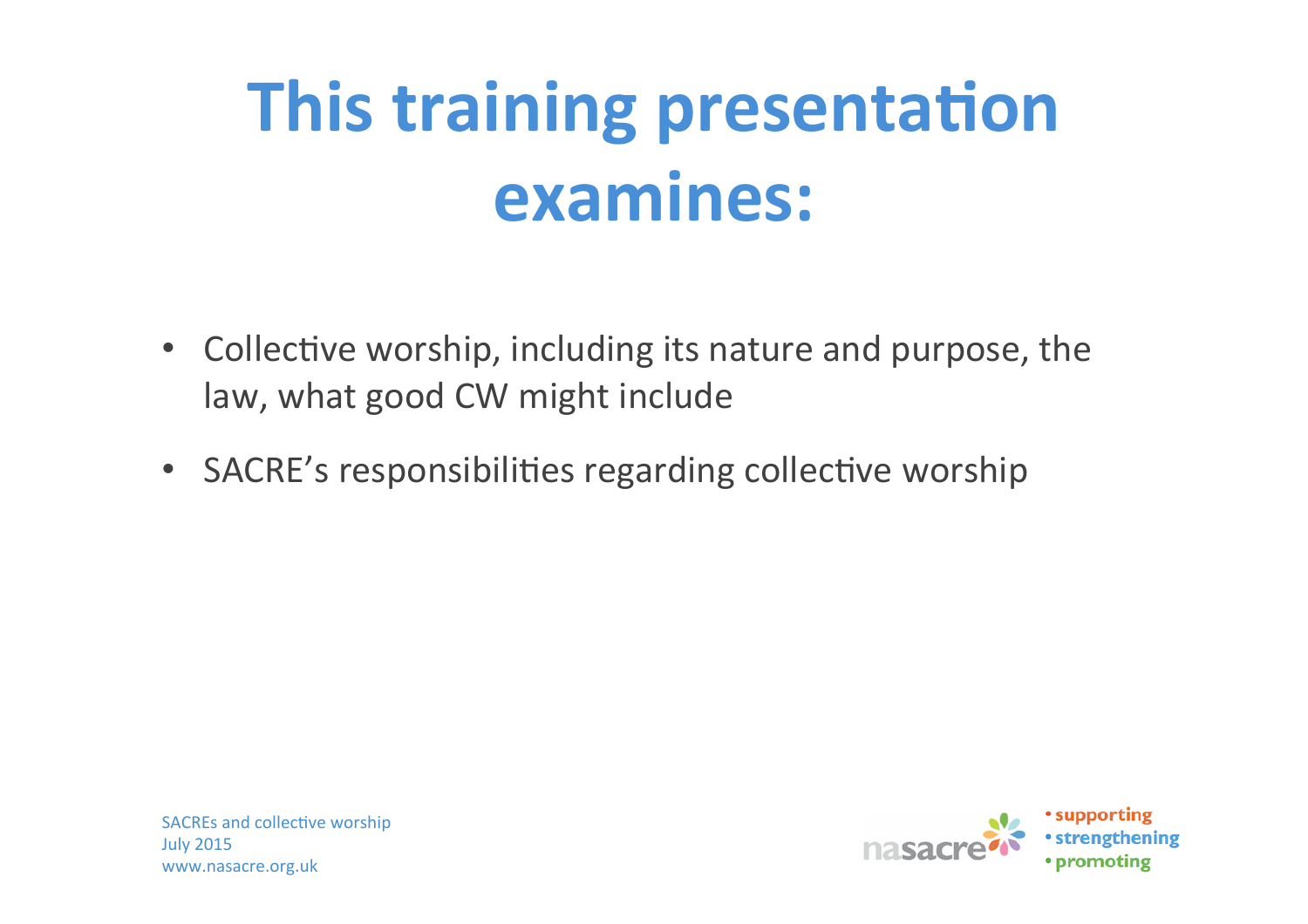# This training presentation examines:

- Collective worship, including its nature and purpose, the law, what good CW might include
- SACRE's responsibilities regarding collective worship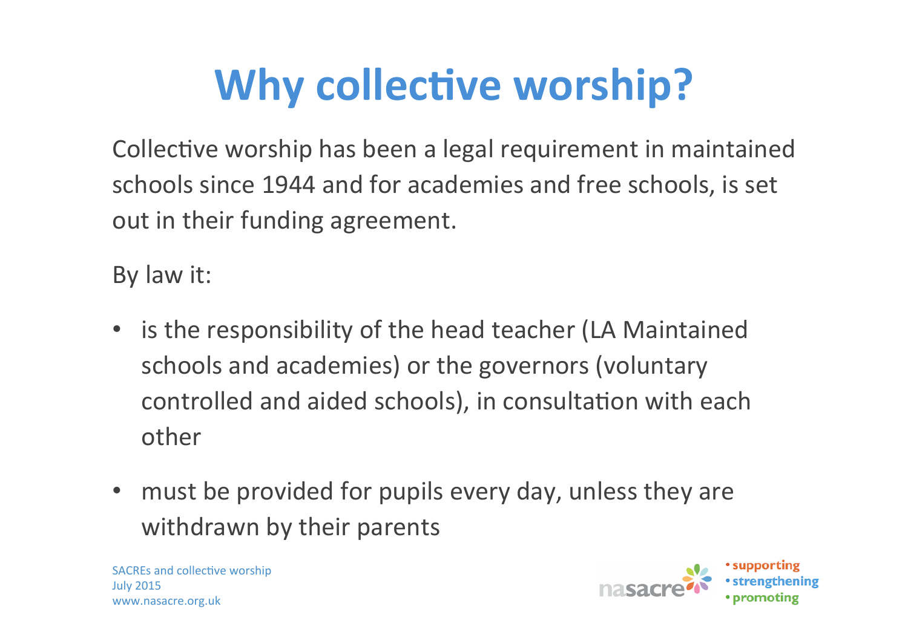# Why collective worship?

Collective worship has been a legal requirement in maintained schools since 1944 and for academies and free schools, is set out in their funding agreement.

By law it:

- is the responsibility of the head teacher (LA Maintained schools and academies) or the governors (voluntary controlled and aided schools), in consultation with each other
- must be provided for pupils every day, unless they are withdrawn by their parents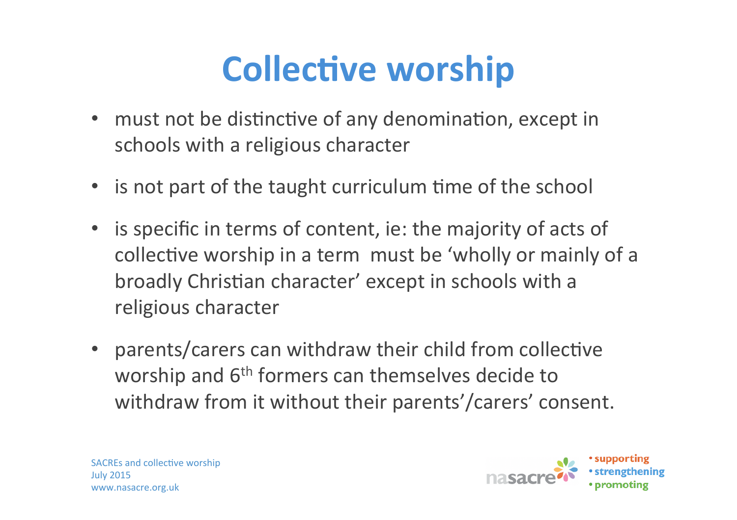# Collective worship

- must not be distinctive of any denomination, except in schools with a religious character
- is not part of the taught curriculum time of the school
- is specific in terms of content, ie: the majority of acts of collective worship in a term must be 'wholly or mainly of a broadly Christian character' except in schools with a religious character
- parents/carers can withdraw their child from collective worship and 6th formers can themselves decide to withdraw from it without their parents'/carers' consent.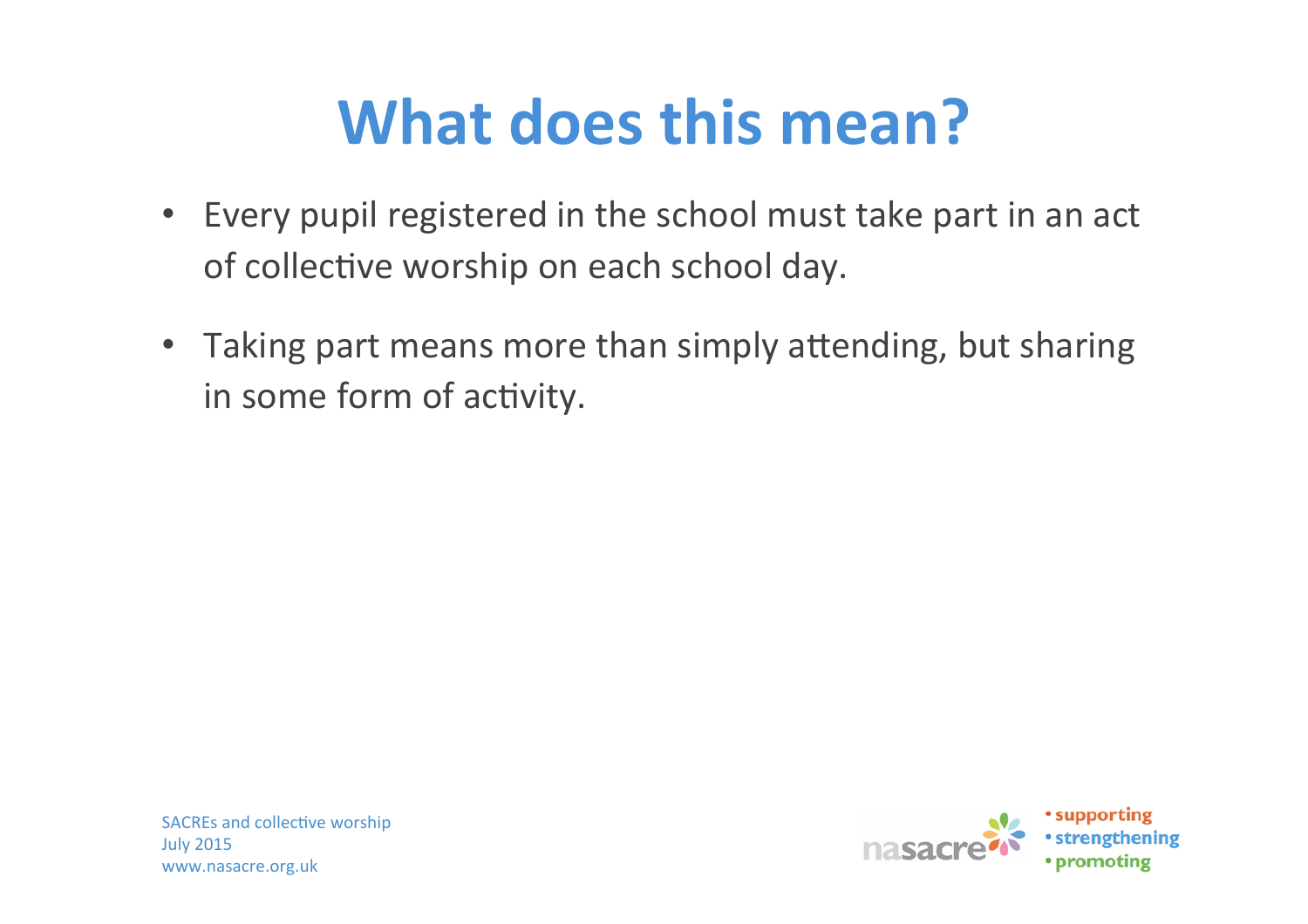# What does this mean?

- Every pupil registered in the school must take part in an act of collective worship on each school day.
- Taking part means more than simply attending, but sharing in some form of activity.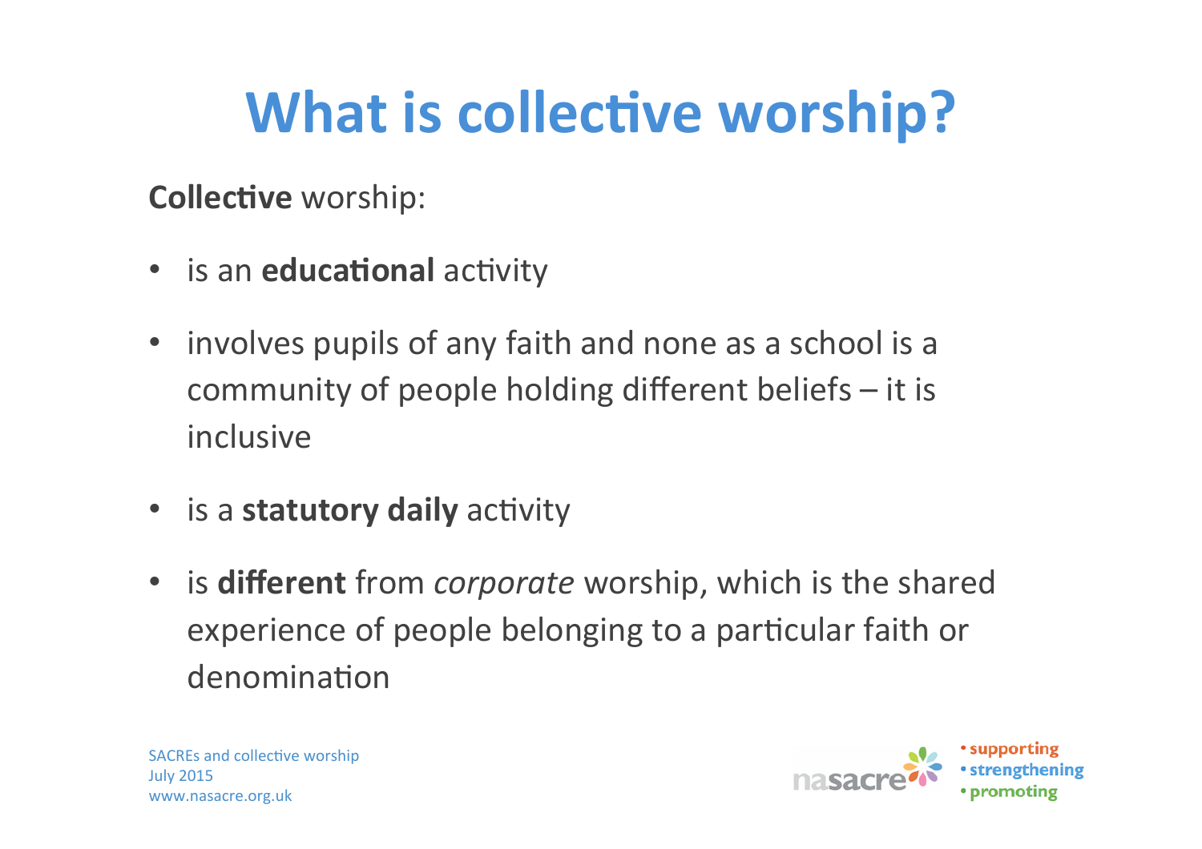# What is collective worship?

**Collective** worship:

- is an **educational** activity
- involves pupils of any faith and none as a school is a community of people holding different beliefs – it is inclusive
- is a **statutory daily** activity
- is **different** from *corporate* worship, which is the shared experience of people belonging to a particular faith or denomination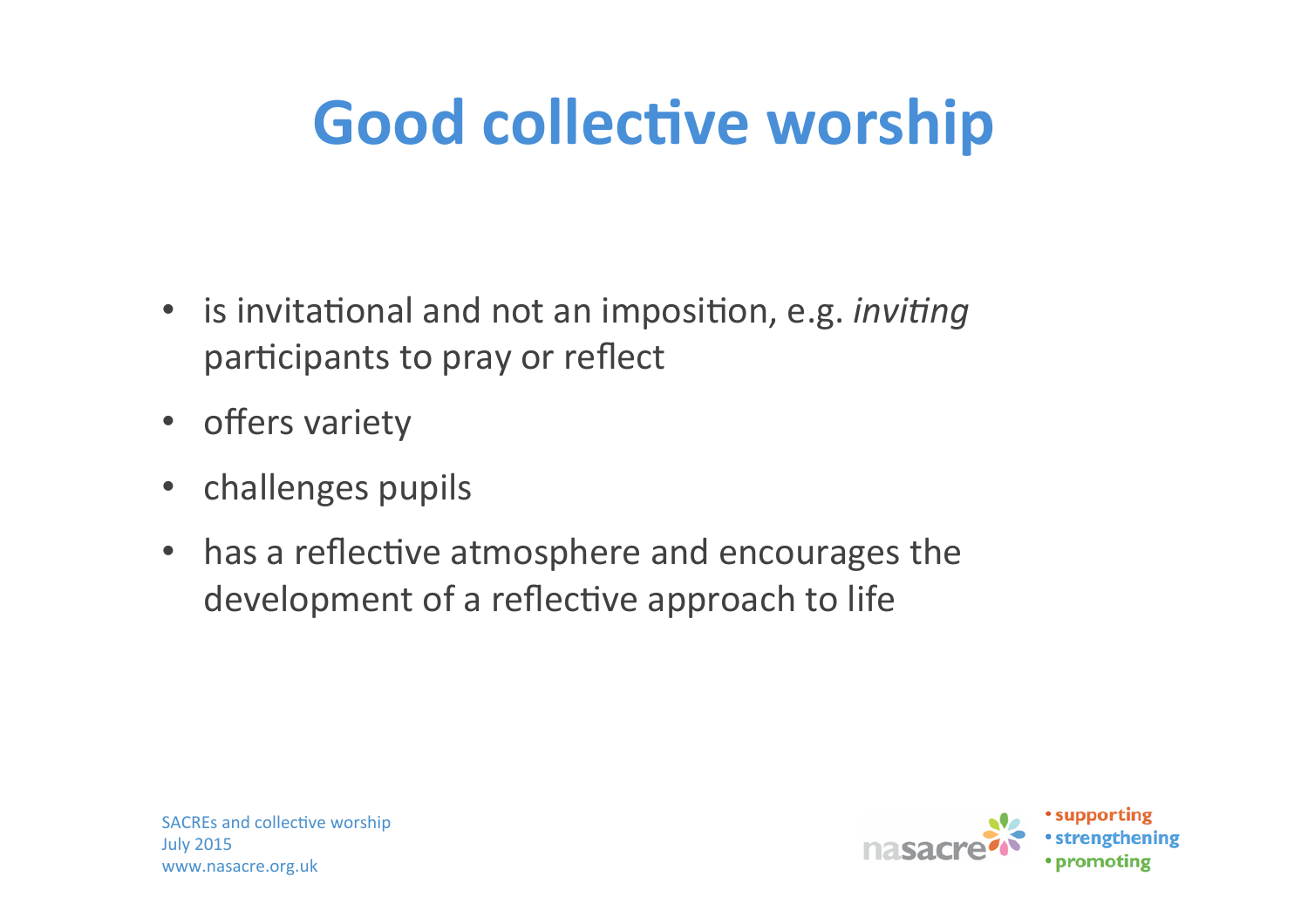# Good collective worship

- is invitational and not an imposition, e.g. *inviting* participants to pray or reflect
- offers variety
- challenges pupils
- has a reflective atmosphere and encourages the development of a reflective approach to life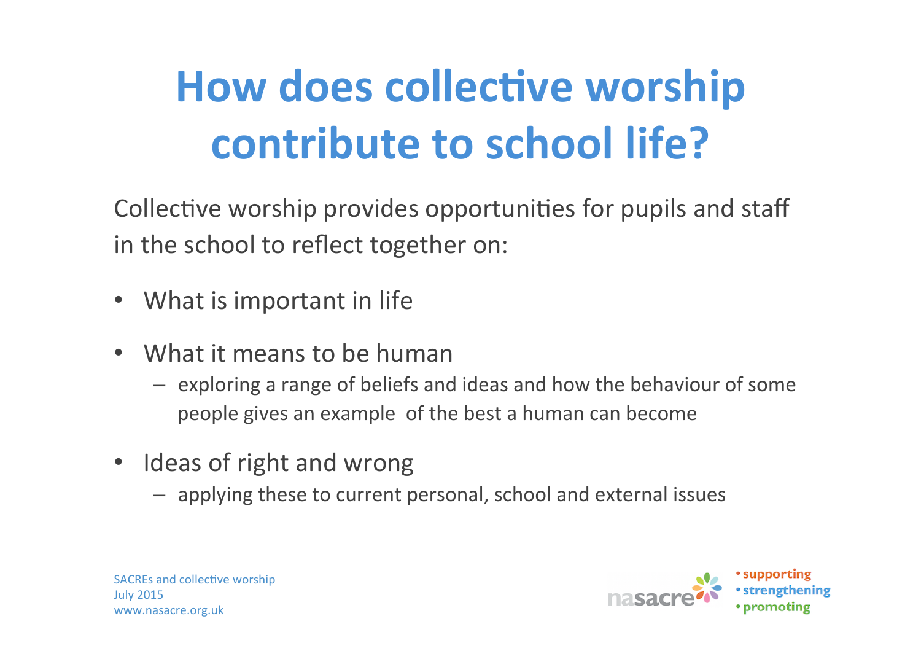# How does collective worship contribute to school life?

Collective worship provides opportunities for pupils and staff in the school to reflect together on:

- What is important in life
- What it means to be human
  - exploring a range of beliefs and ideas and how the behaviour of some people gives an example of the best a human can become
- Ideas of right and wrong
  - applying these to current personal, school and external issues

SACREs and collective worship
July 2015
www.nasacre.org.uk

nasacre
• supporting
• strengthening
• promoting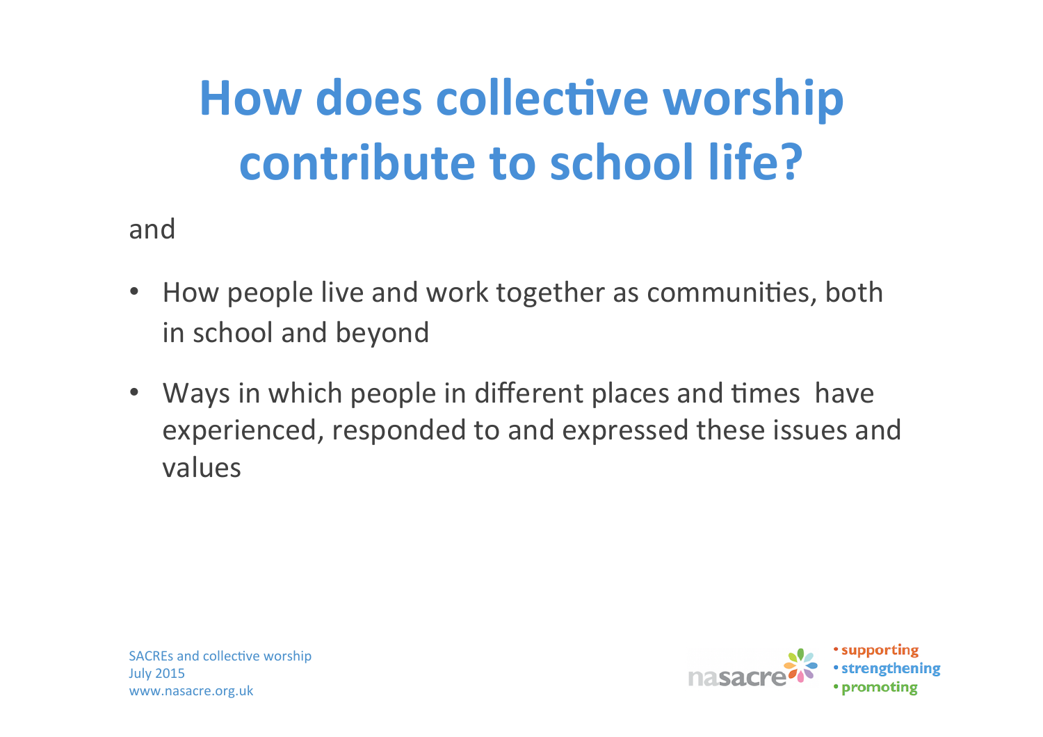# How does collective worship contribute to school life?

and

- How people live and work together as communities, both in school and beyond
- Ways in which people in different places and times have experienced, responded to and expressed these issues and values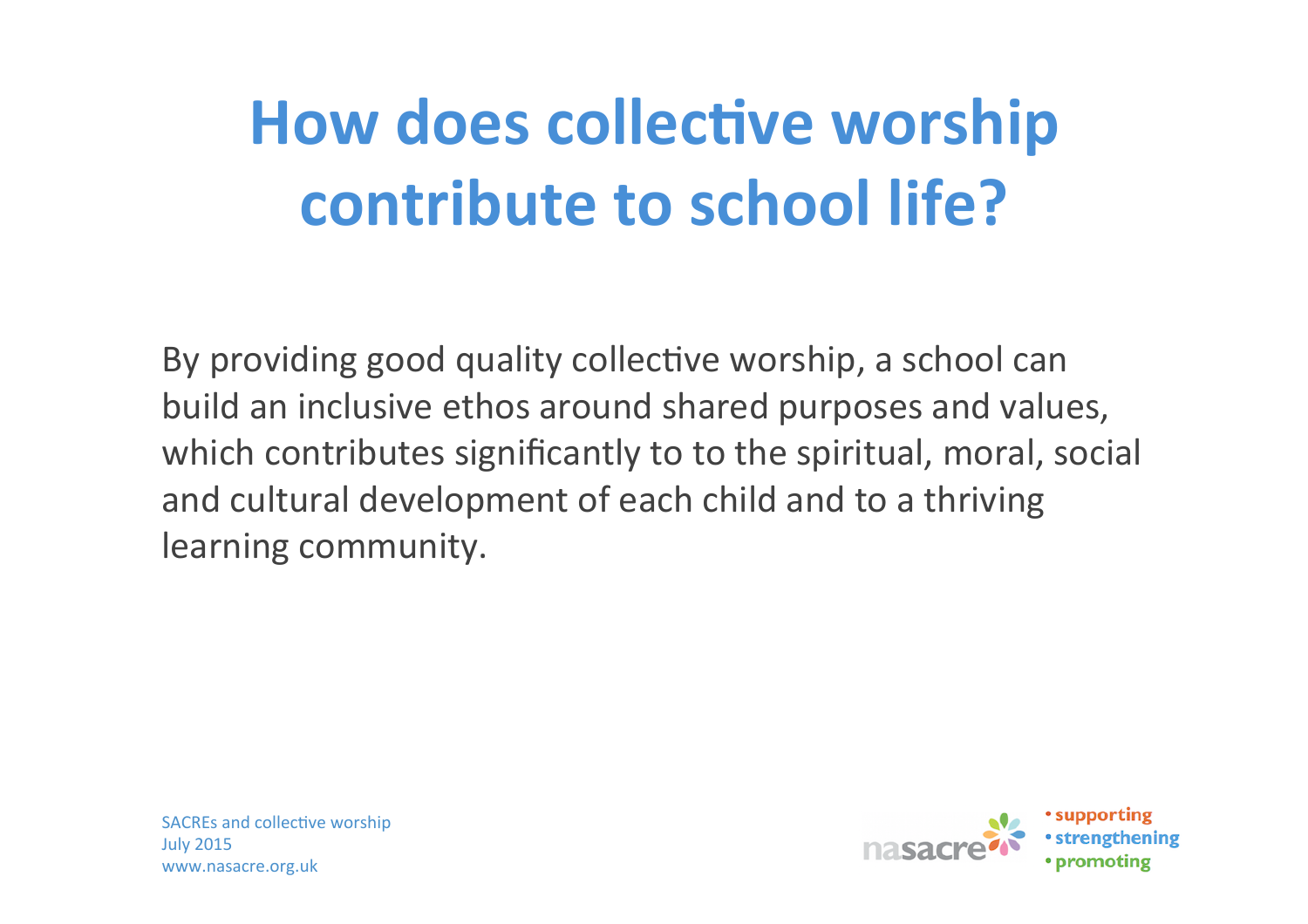# How does collective worship contribute to school life?

By providing good quality collective worship, a school can build an inclusive ethos around shared purposes and values, which contributes significantly to to the spiritual, moral, social and cultural development of each child and to a thriving learning community.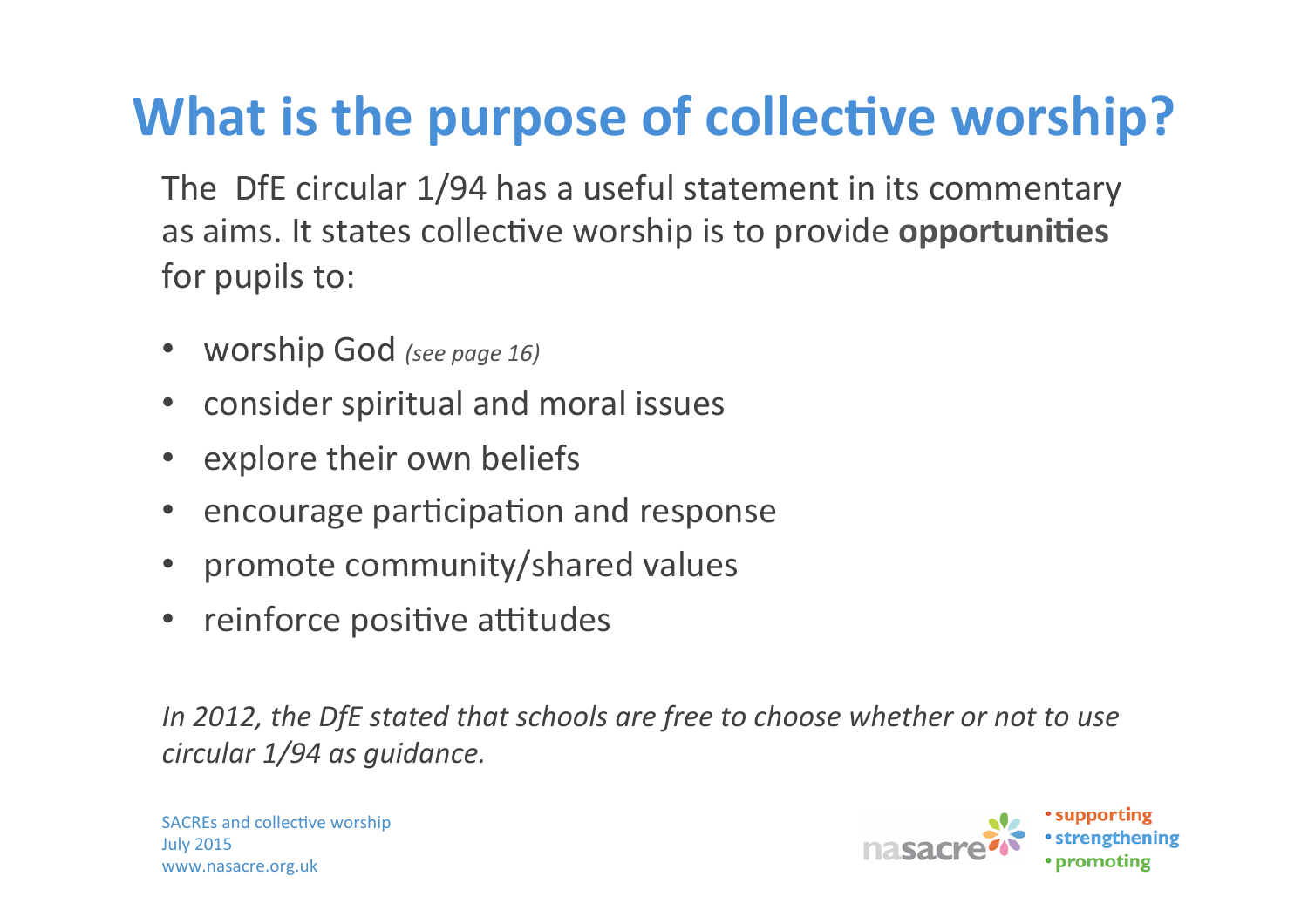# What is the purpose of collective worship?

The DfE circular 1/94 has a useful statement in its commentary as aims. It states collective worship is to provide **opportunities** for pupils to:

- worship God *(see page 16)*
- consider spiritual and moral issues
- explore their own beliefs
- encourage participation and response
- promote community/shared values
- reinforce positive attitudes

*In 2012, the DfE stated that schools are free to choose whether or not to use circular 1/94 as guidance.*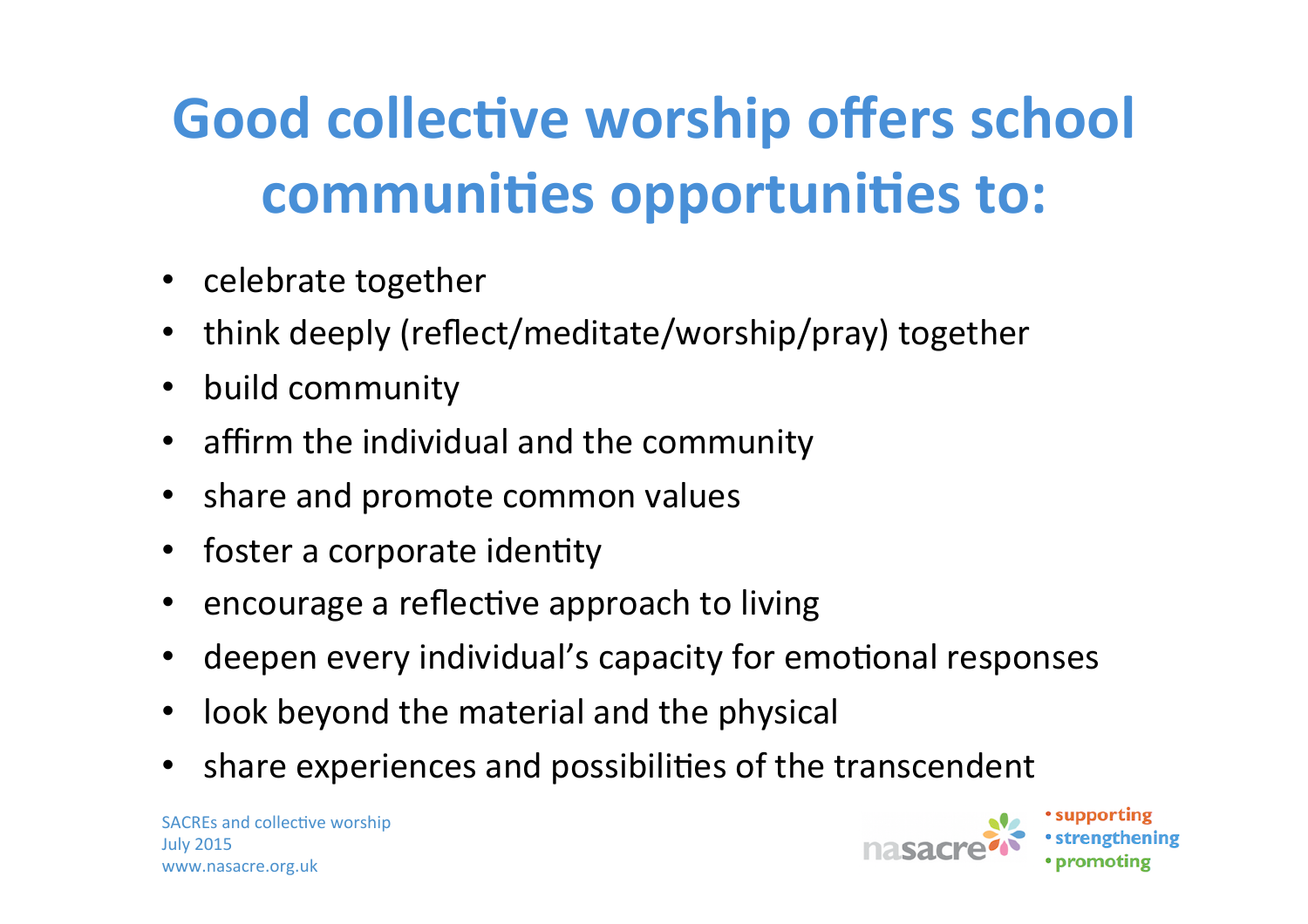# Good collective worship offers school communities opportunities to:

- celebrate together
- think deeply (reflect/meditate/worship/pray) together
- build community
- affirm the individual and the community
- share and promote common values
- foster a corporate identity
- encourage a reflective approach to living
- deepen every individual's capacity for emotional responses
- look beyond the material and the physical
- share experiences and possibilities of the transcendent

SACREs and collective worship
July 2015
www.nasacre.org.uk

nasacre
- supporting
- strengthening
- promoting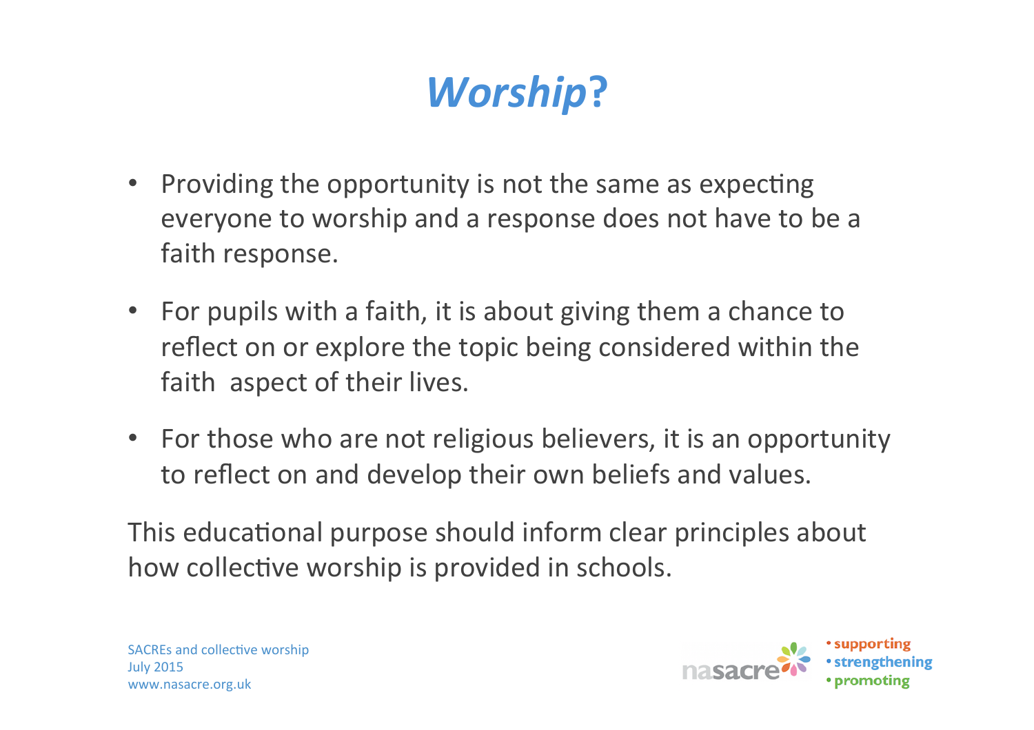# ***Worship*?**

- Providing the opportunity is not the same as expecting everyone to worship and a response does not have to be a faith response.
- For pupils with a faith, it is about giving them a chance to reflect on or explore the topic being considered within the faith aspect of their lives.
- For those who are not religious believers, it is an opportunity to reflect on and develop their own beliefs and values.

This educational purpose should inform clear principles about how collective worship is provided in schools.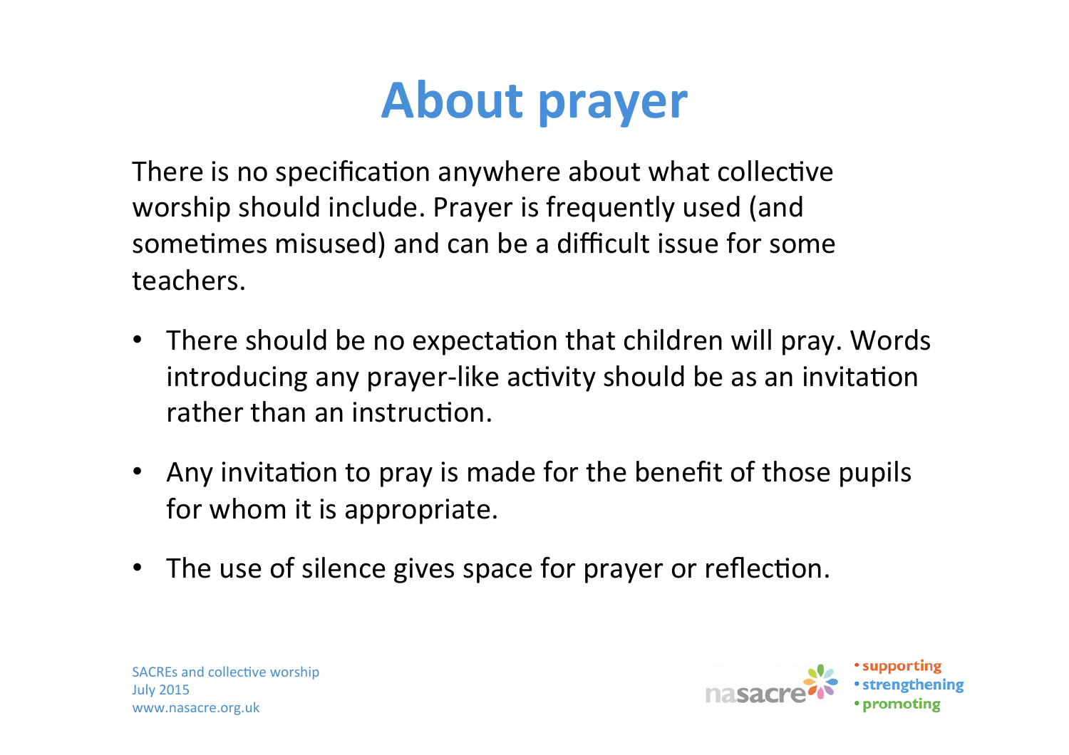# About prayer

There is no specification anywhere about what collective worship should include. Prayer is frequently used (and sometimes misused) and can be a difficult issue for some teachers.

- There should be no expectation that children will pray. Words introducing any prayer-like activity should be as an invitation rather than an instruction.
- Any invitation to pray is made for the benefit of those pupils for whom it is appropriate.
- The use of silence gives space for prayer or reflection.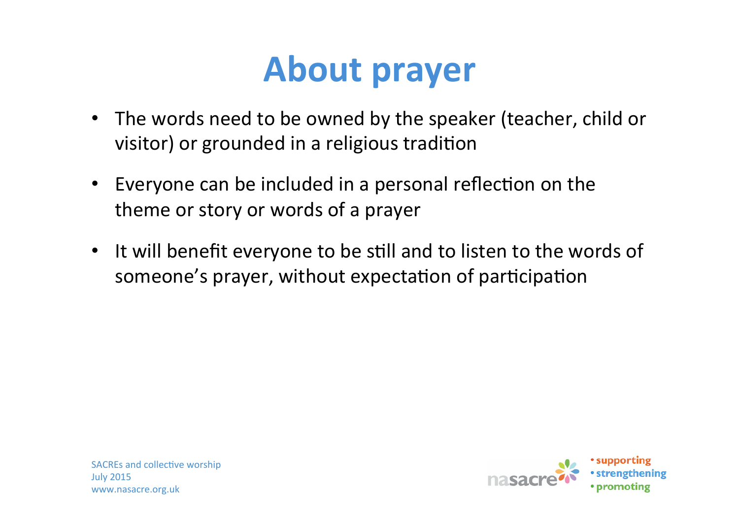# About prayer

- The words need to be owned by the speaker (teacher, child or visitor) or grounded in a religious tradition
- Everyone can be included in a personal reflection on the theme or story or words of a prayer
- It will benefit everyone to be still and to listen to the words of someone's prayer, without expectation of participation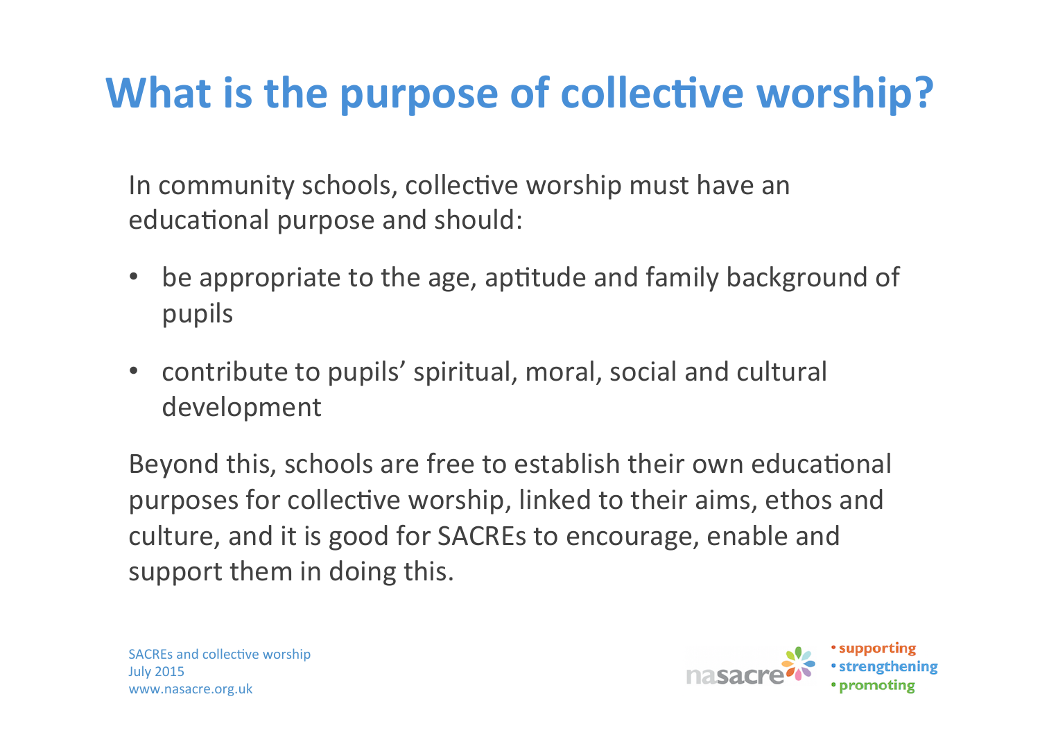# What is the purpose of collective worship?

In community schools, collective worship must have an educational purpose and should:

- be appropriate to the age, aptitude and family background of pupils
- contribute to pupils' spiritual, moral, social and cultural development

Beyond this, schools are free to establish their own educational purposes for collective worship, linked to their aims, ethos and culture, and it is good for SACREs to encourage, enable and support them in doing this.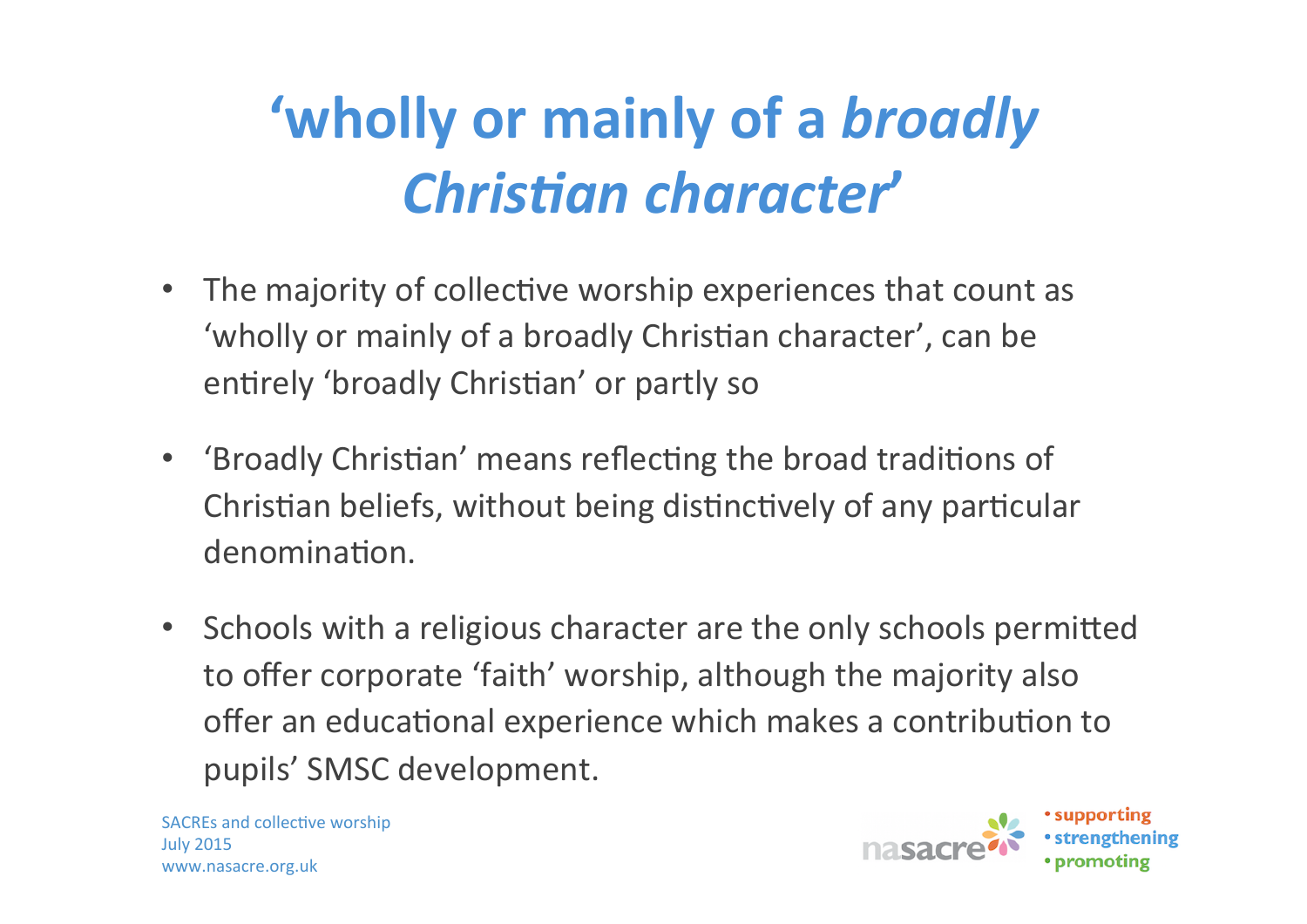# ‘wholly or mainly of a *broadly Christian character*’

- The majority of collective worship experiences that count as ‘wholly or mainly of a broadly Christian character’, can be entirely ‘broadly Christian’ or partly so
- ‘Broadly Christian’ means reflecting the broad traditions of Christian beliefs, without being distinctively of any particular denomination.
- Schools with a religious character are the only schools permitted to offer corporate ‘faith’ worship, although the majority also offer an educational experience which makes a contribution to pupils’ SMSC development.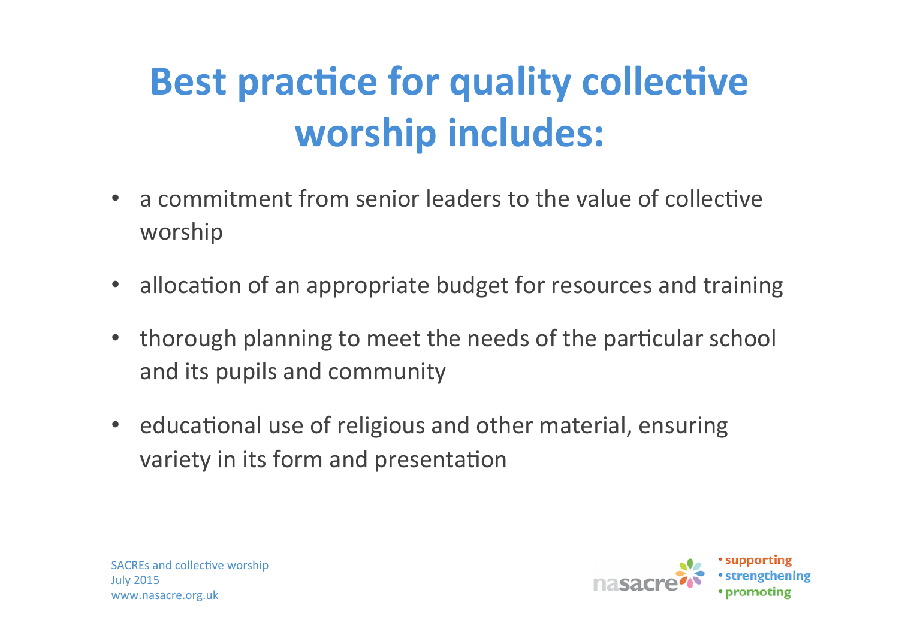# Best practice for quality collective worship includes:

- a commitment from senior leaders to the value of collective worship
- allocation of an appropriate budget for resources and training
- thorough planning to meet the needs of the particular school and its pupils and community
- educational use of religious and other material, ensuring variety in its form and presentation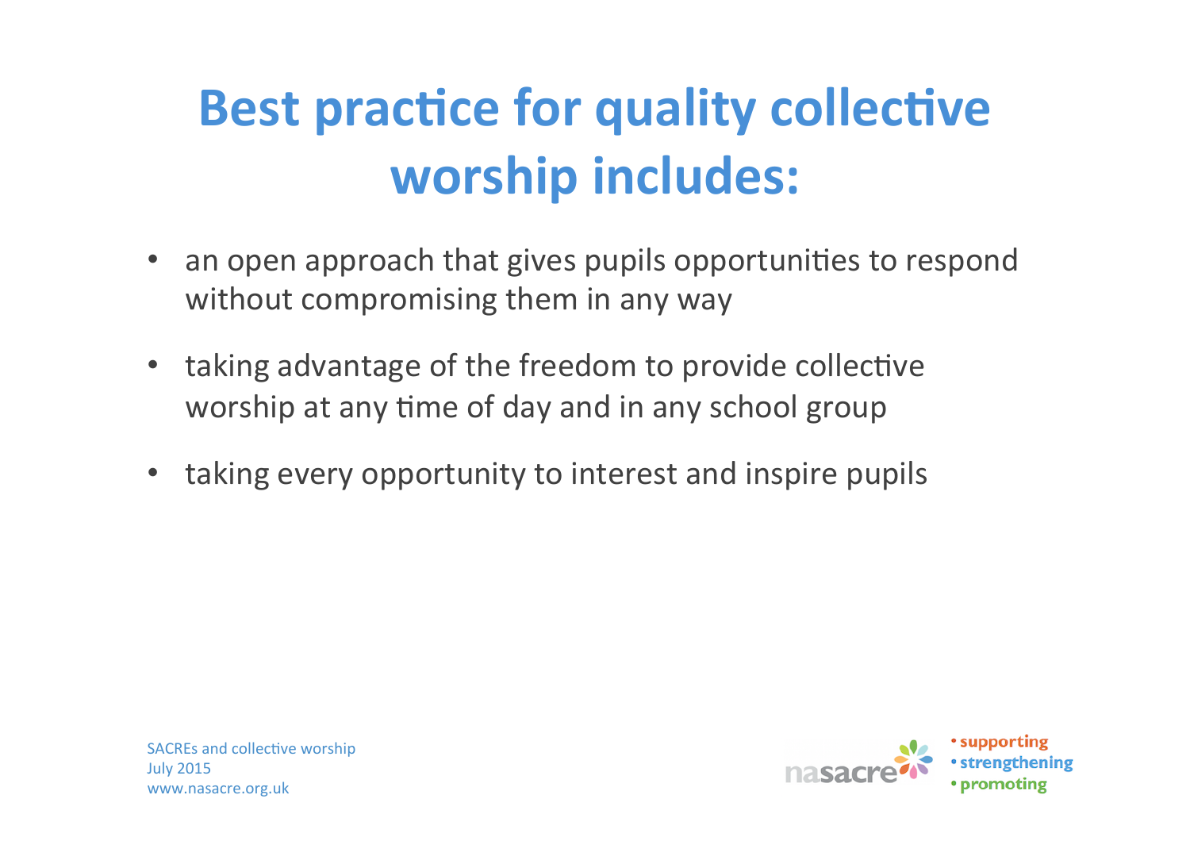# Best practice for quality collective worship includes:

- an open approach that gives pupils opportunities to respond without compromising them in any way
- taking advantage of the freedom to provide collective worship at any time of day and in any school group
- taking every opportunity to interest and inspire pupils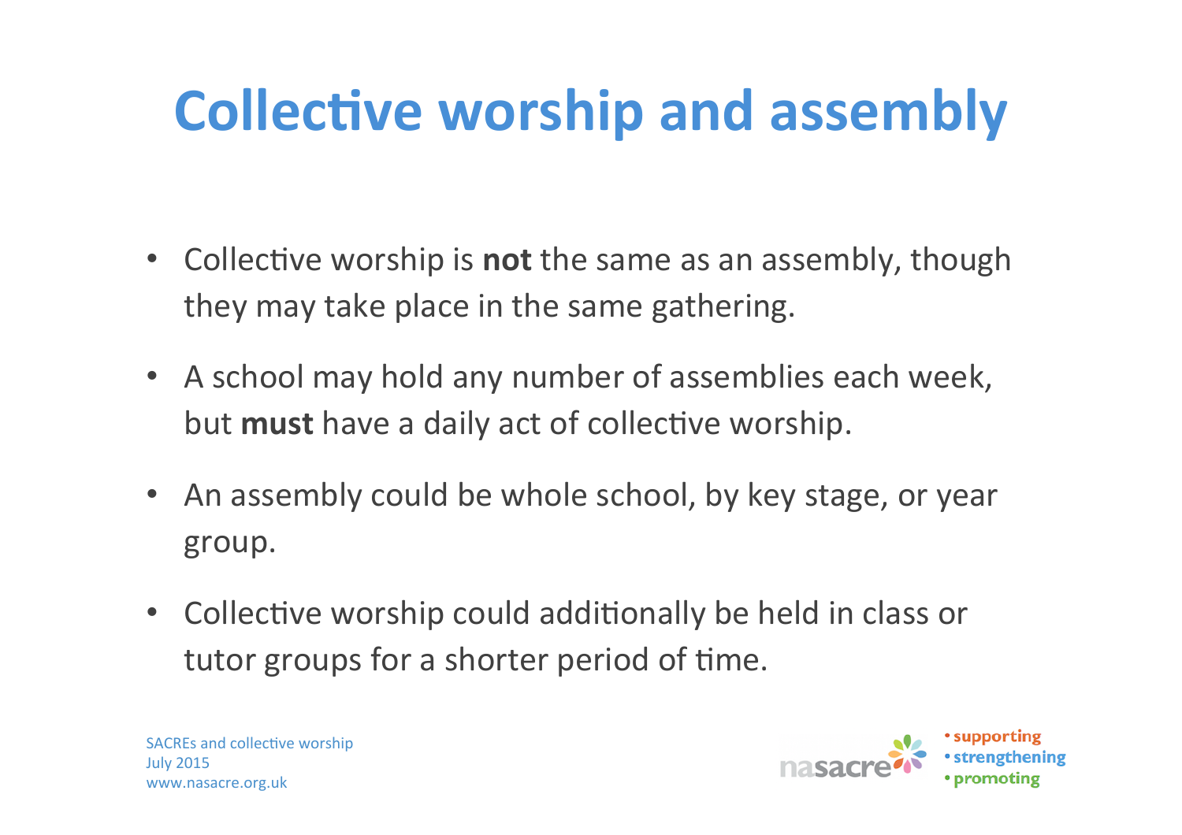# Collective worship and assembly

- Collective worship is **not** the same as an assembly, though they may take place in the same gathering.
- A school may hold any number of assemblies each week, but **must** have a daily act of collective worship.
- An assembly could be whole school, by key stage, or year group.
- Collective worship could additionally be held in class or tutor groups for a shorter period of time.

SACREs and collective worship
July 2015
www.nasacre.org.uk

nasacre • supporting • strengthening • promoting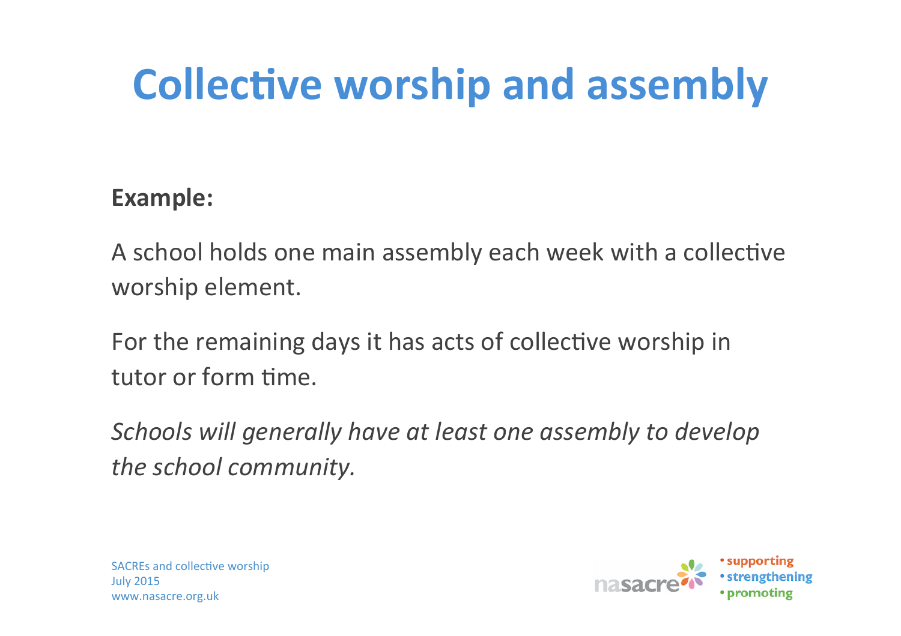# Collective worship and assembly

**Example:**

A school holds one main assembly each week with a collective worship element.

For the remaining days it has acts of collective worship in tutor or form time.

*Schools will generally have at least one assembly to develop the school community.*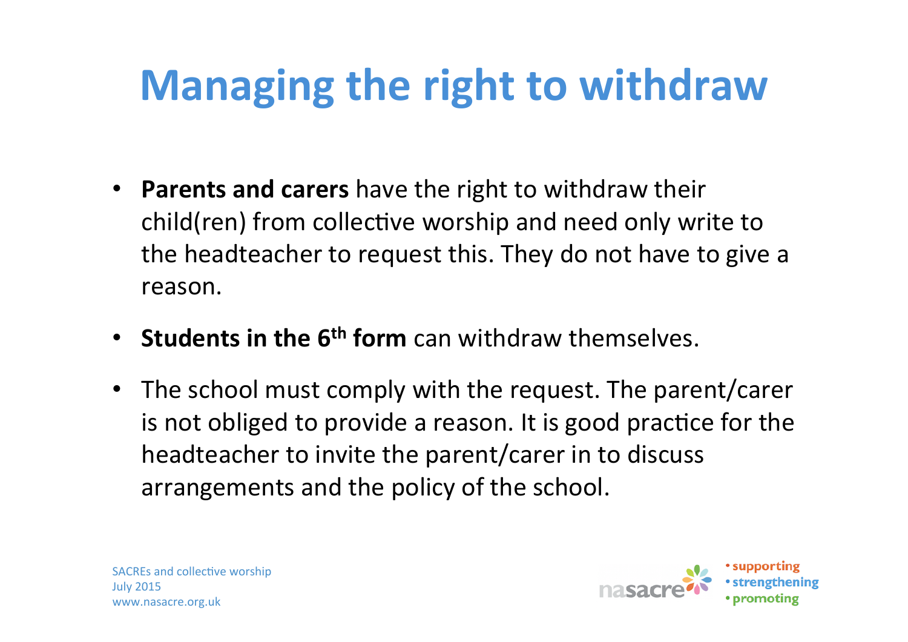# Managing the right to withdraw

- **Parents and carers** have the right to withdraw their child(ren) from collective worship and need only write to the headteacher to request this. They do not have to give a reason.
- **Students in the 6th form** can withdraw themselves.
- The school must comply with the request. The parent/carer is not obliged to provide a reason. It is good practice for the headteacher to invite the parent/carer in to discuss arrangements and the policy of the school.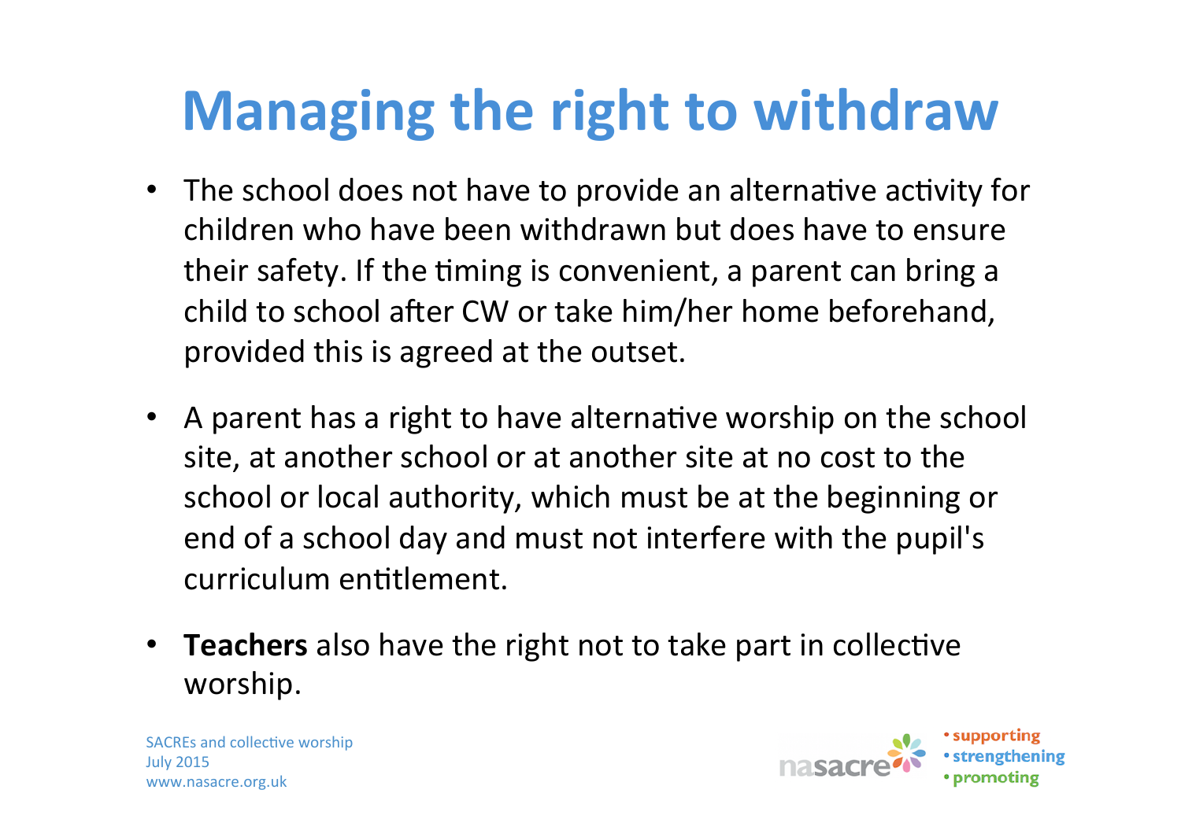# Managing the right to withdraw

- The school does not have to provide an alternative activity for children who have been withdrawn but does have to ensure their safety. If the timing is convenient, a parent can bring a child to school after CW or take him/her home beforehand, provided this is agreed at the outset.
- A parent has a right to have alternative worship on the school site, at another school or at another site at no cost to the school or local authority, which must be at the beginning or end of a school day and must not interfere with the pupil's curriculum entitlement.
- **Teachers** also have the right not to take part in collective worship.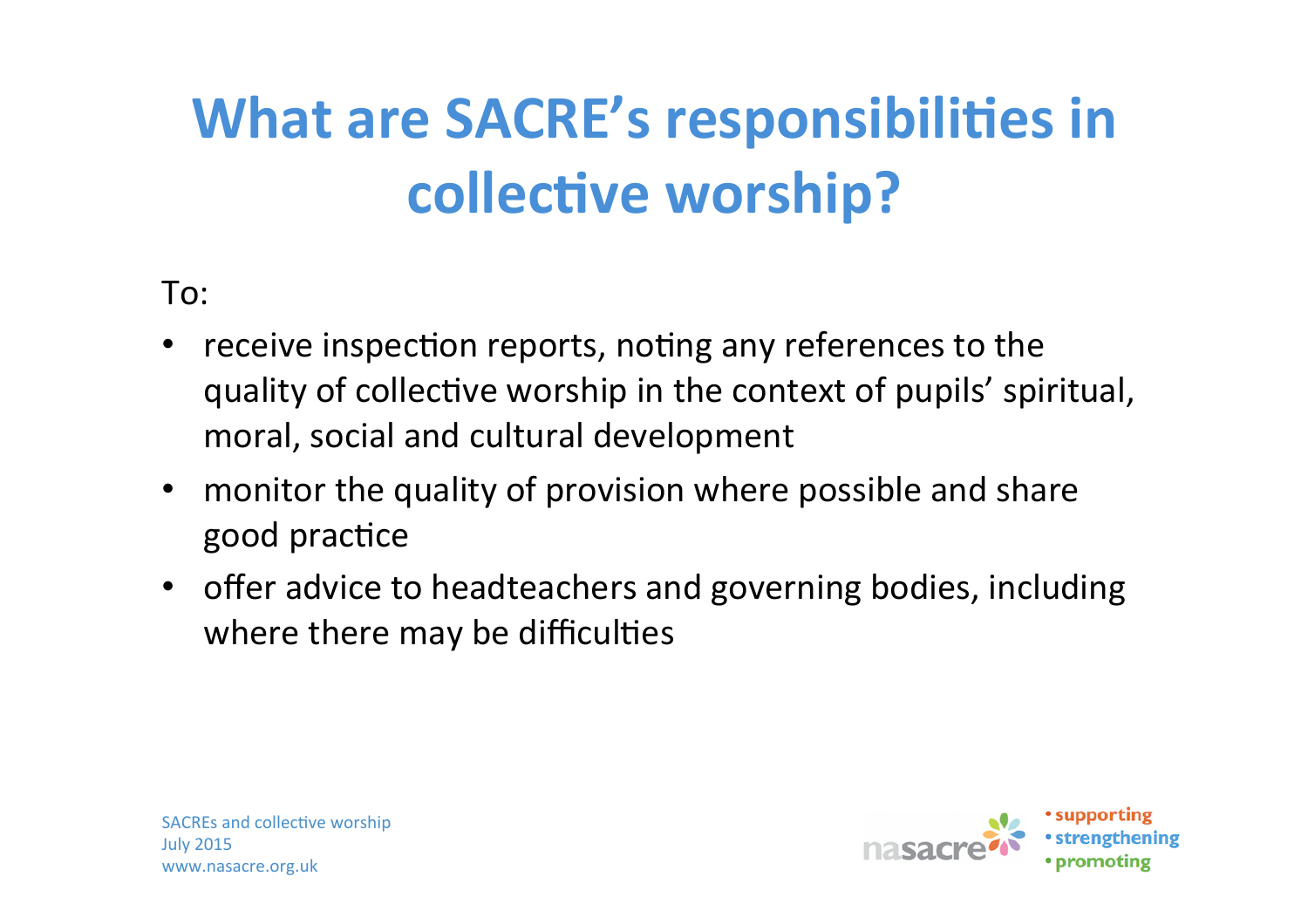# What are SACRE's responsibilities in collective worship?

To:

- receive inspection reports, noting any references to the quality of collective worship in the context of pupils' spiritual, moral, social and cultural development
- monitor the quality of provision where possible and share good practice
- offer advice to headteachers and governing bodies, including where there may be difficulties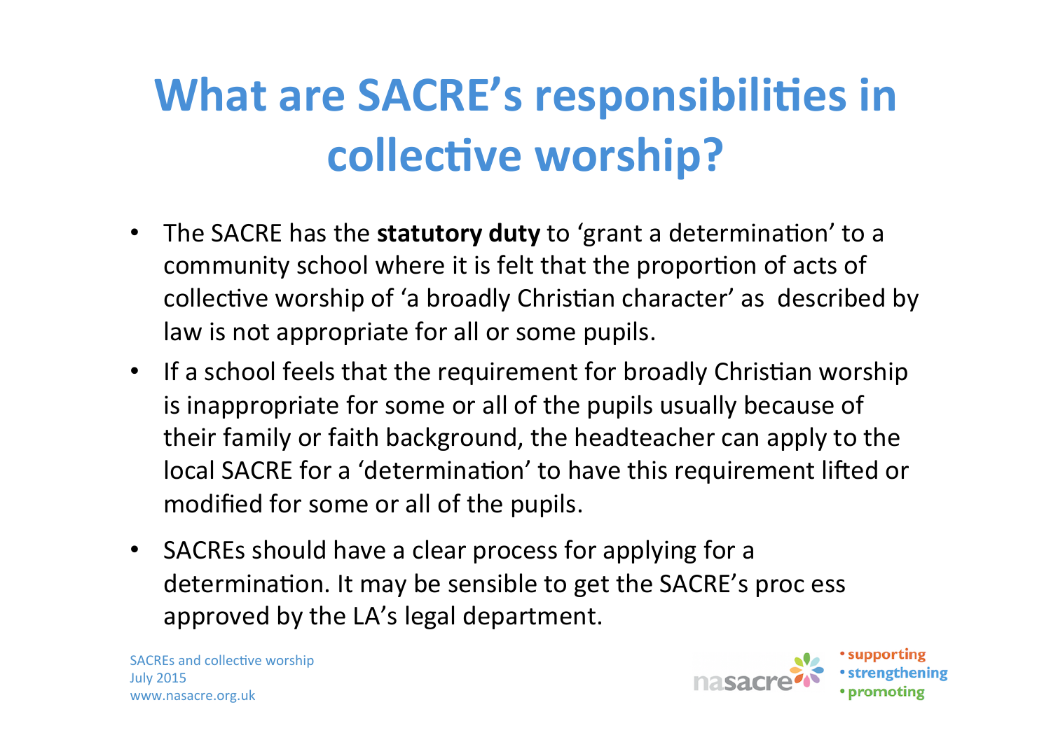# What are SACRE's responsibilities in collective worship?

- The SACRE has the **statutory duty** to 'grant a determination' to a community school where it is felt that the proportion of acts of collective worship of 'a broadly Christian character' as described by law is not appropriate for all or some pupils.
- If a school feels that the requirement for broadly Christian worship is inappropriate for some or all of the pupils usually because of their family or faith background, the headteacher can apply to the local SACRE for a 'determination' to have this requirement lifted or modified for some or all of the pupils.
- SACREs should have a clear process for applying for a determination. It may be sensible to get the SACRE's proc ess approved by the LA's legal department.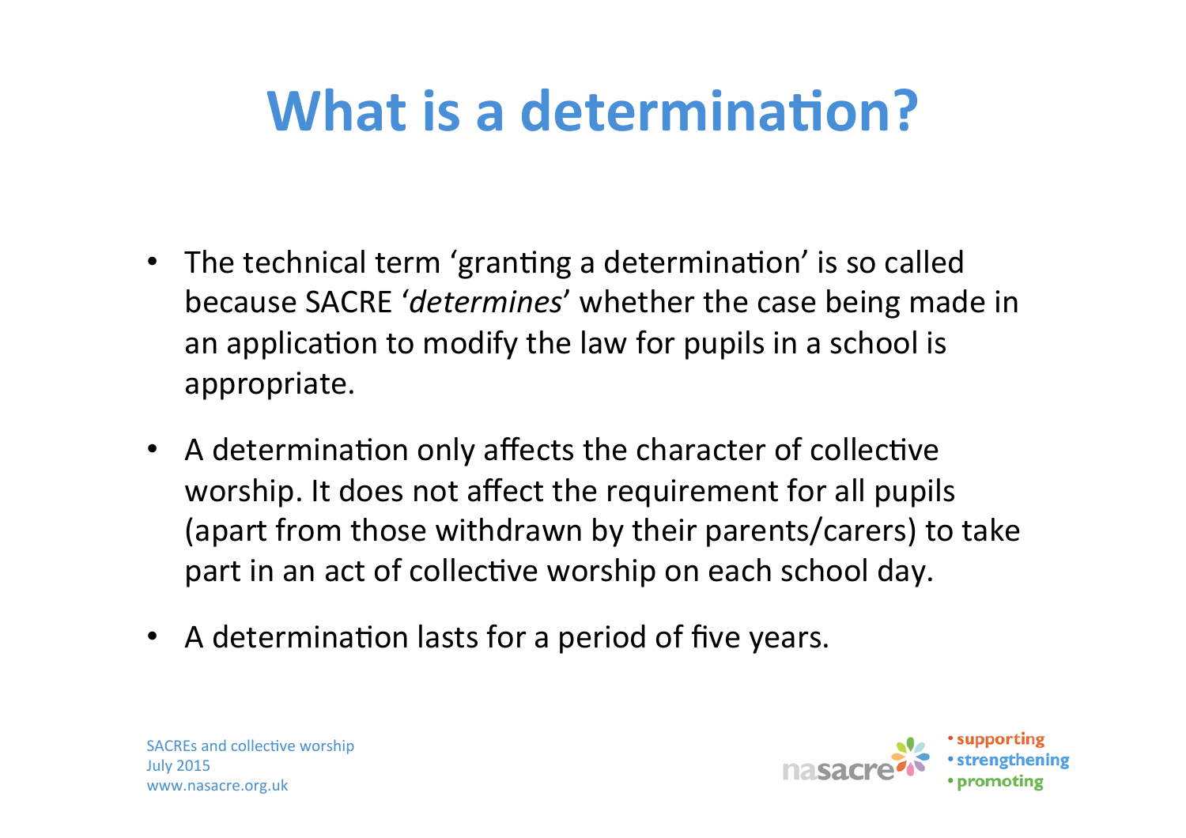# What is a determination?

- The technical term 'granting a determination' is so called because SACRE '*determines*' whether the case being made in an application to modify the law for pupils in a school is appropriate.
- A determination only affects the character of collective worship. It does not affect the requirement for all pupils (apart from those withdrawn by their parents/carers) to take part in an act of collective worship on each school day.
- A determination lasts for a period of five years.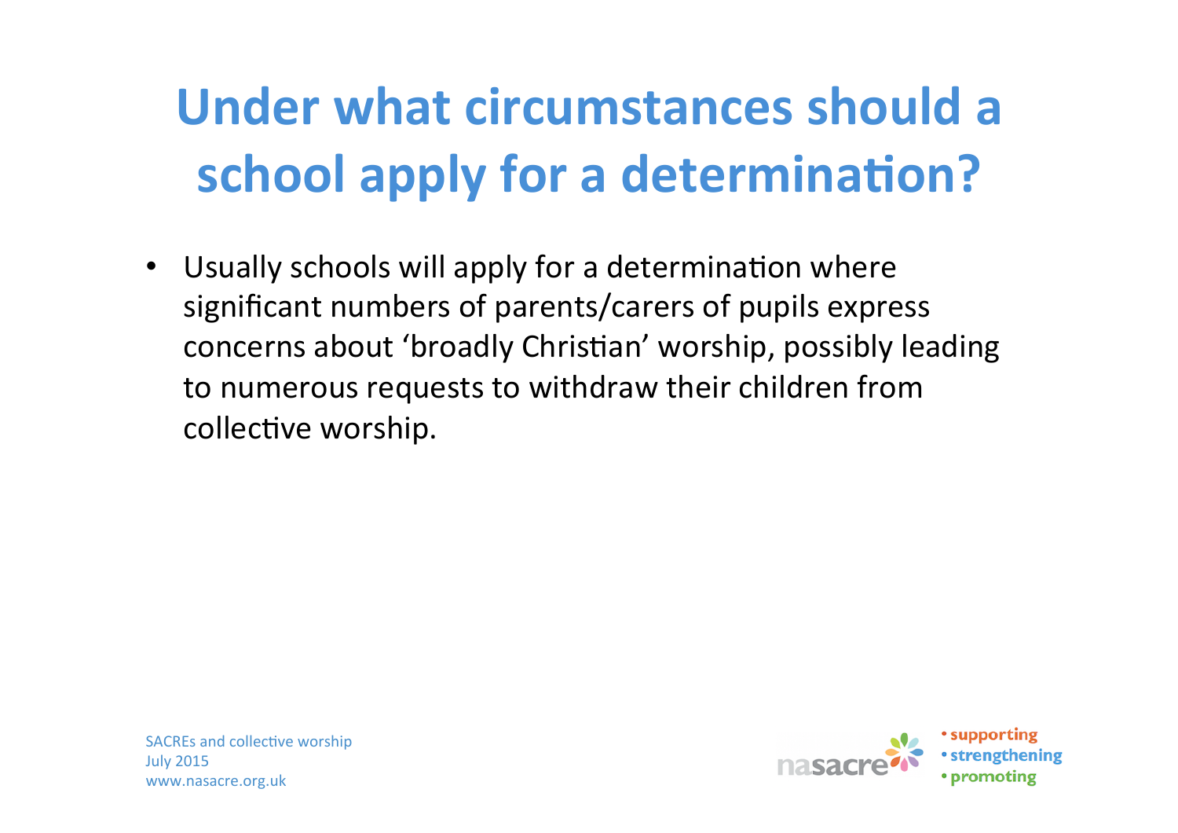# Under what circumstances should a school apply for a determination?

- Usually schools will apply for a determination where significant numbers of parents/carers of pupils express concerns about 'broadly Christian' worship, possibly leading to numerous requests to withdraw their children from collective worship.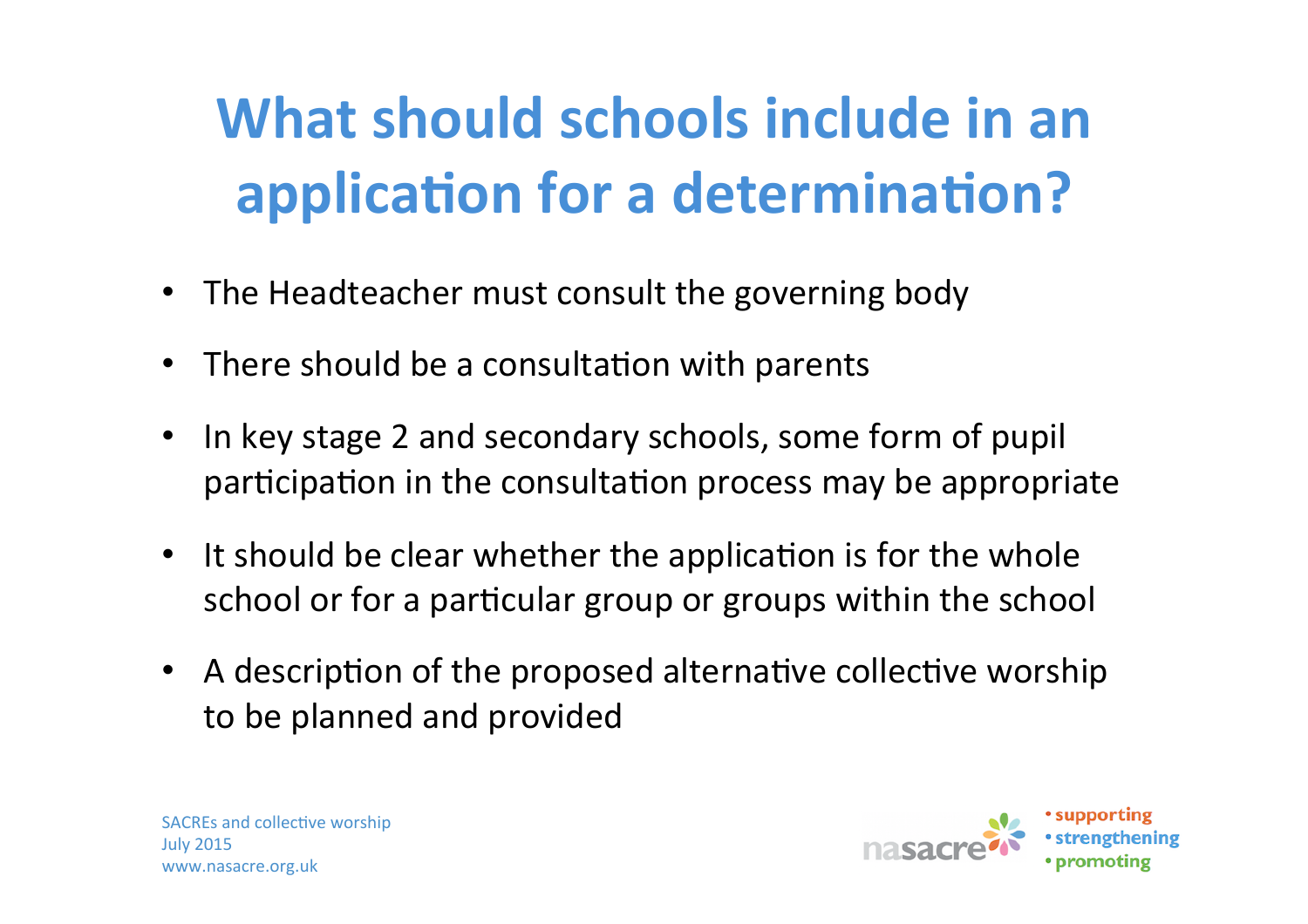# What should schools include in an application for a determination?

- The Headteacher must consult the governing body
- There should be a consultation with parents
- In key stage 2 and secondary schools, some form of pupil participation in the consultation process may be appropriate
- It should be clear whether the application is for the whole school or for a particular group or groups within the school
- A description of the proposed alternative collective worship to be planned and provided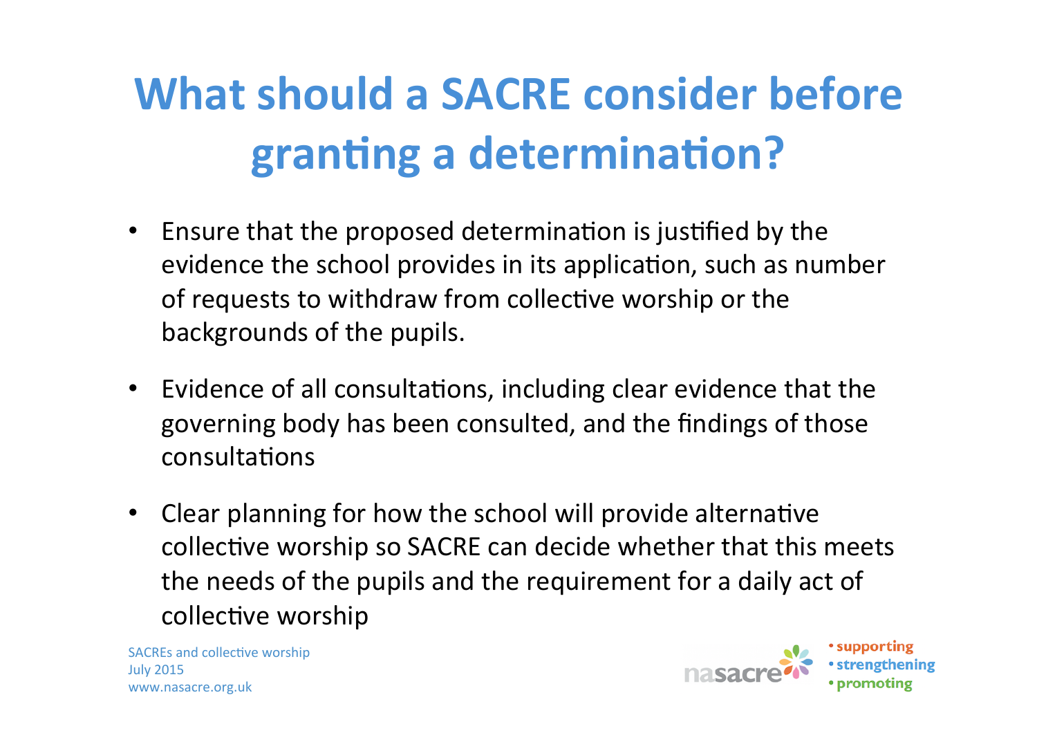# What should a SACRE consider before granting a determination?

- Ensure that the proposed determination is justified by the evidence the school provides in its application, such as number of requests to withdraw from collective worship or the backgrounds of the pupils.
- Evidence of all consultations, including clear evidence that the governing body has been consulted, and the findings of those consultations
- Clear planning for how the school will provide alternative collective worship so SACRE can decide whether that this meets the needs of the pupils and the requirement for a daily act of collective worship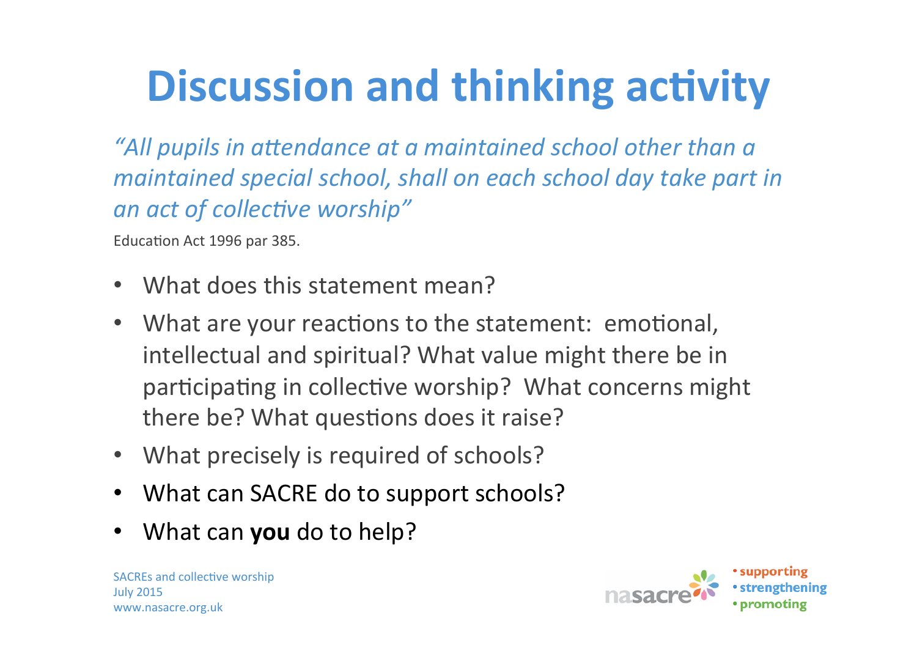# Discussion and thinking activity

*"All pupils in attendance at a maintained school other than a maintained special school, shall on each school day take part in an act of collective worship"*

Education Act 1996 par 385.

- What does this statement mean?
- What are your reactions to the statement: emotional, intellectual and spiritual? What value might there be in participating in collective worship? What concerns might there be? What questions does it raise?
- What precisely is required of schools?
- What can SACRE do to support schools?
- What can **you** do to help?

SACREs and collective worship
July 2015
www.nasacre.org.uk

nasacre
- supporting
- strengthening
- promoting